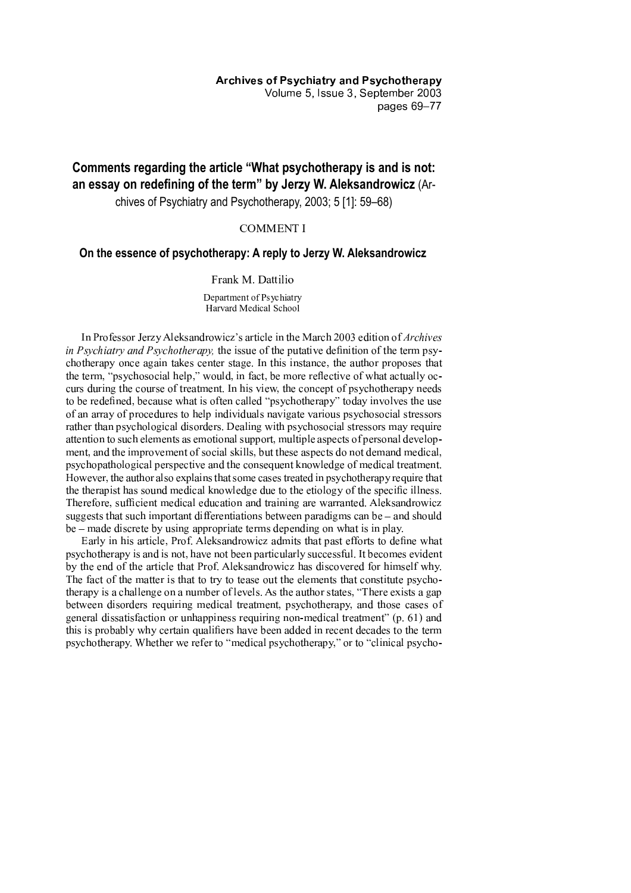# Comments regarding the article "What psychotherapy is and is not: an essay on redefining of the term" by Jerzy W. Aleksandrowicz (Archives of Psychiatry and Psychotherapy, 2003; 5 [1]: 59–68)

COMMENT I

## On the essence of psychotherapy: A reply to Jerzy W. Aleksandrowicz

Frank M. Dattilio

Department of Psychiatry
Harvard Medical School

In Professor Jerzy Aleksandrowicz's article in the March 2003 edition of *Archives in Psychiatry and Psychotherapy,* the issue of the putative definition of the term psychotherapy once again takes center stage. In this instance, the author proposes that the term, "psychosocial help," would, in fact, be more reflective of what actually occurs during the course of treatment. In his view, the concept of psychotherapy needs to be redefined, because what is often called "psychotherapy" today involves the use of an array of procedures to help individuals navigate various psychosocial stressors rather than psychological disorders. Dealing with psychosocial stressors may require attention to such elements as emotional support, multiple aspects of personal development, and the improvement of social skills, but these aspects do not demand medical, psychopathological perspective and the consequent knowledge of medical treatment. However, the author also explains that some cases treated in psychotherapy require that the therapist has sound medical knowledge due to the etiology of the specific illness. Therefore, sufficient medical education and training are warranted. Aleksandrowicz suggests that such important differentiations between paradigms can be – and should be – made discrete by using appropriate terms depending on what is in play.

Early in his article, Prof. Aleksandrowicz admits that past efforts to define what psychotherapy is and is not, have not been particularly successful. It becomes evident by the end of the article that Prof. Aleksandrowicz has discovered for himself why. The fact of the matter is that to try to tease out the elements that constitute psychotherapy is a challenge on a number of levels. As the author states, "There exists a gap between disorders requiring medical treatment, psychotherapy, and those cases of general dissatisfaction or unhappiness requiring non-medical treatment" (p. 61) and this is probably why certain qualifiers have been added in recent decades to the term psychotherapy. Whether we refer to "medical psychotherapy," or to "clinical psycho-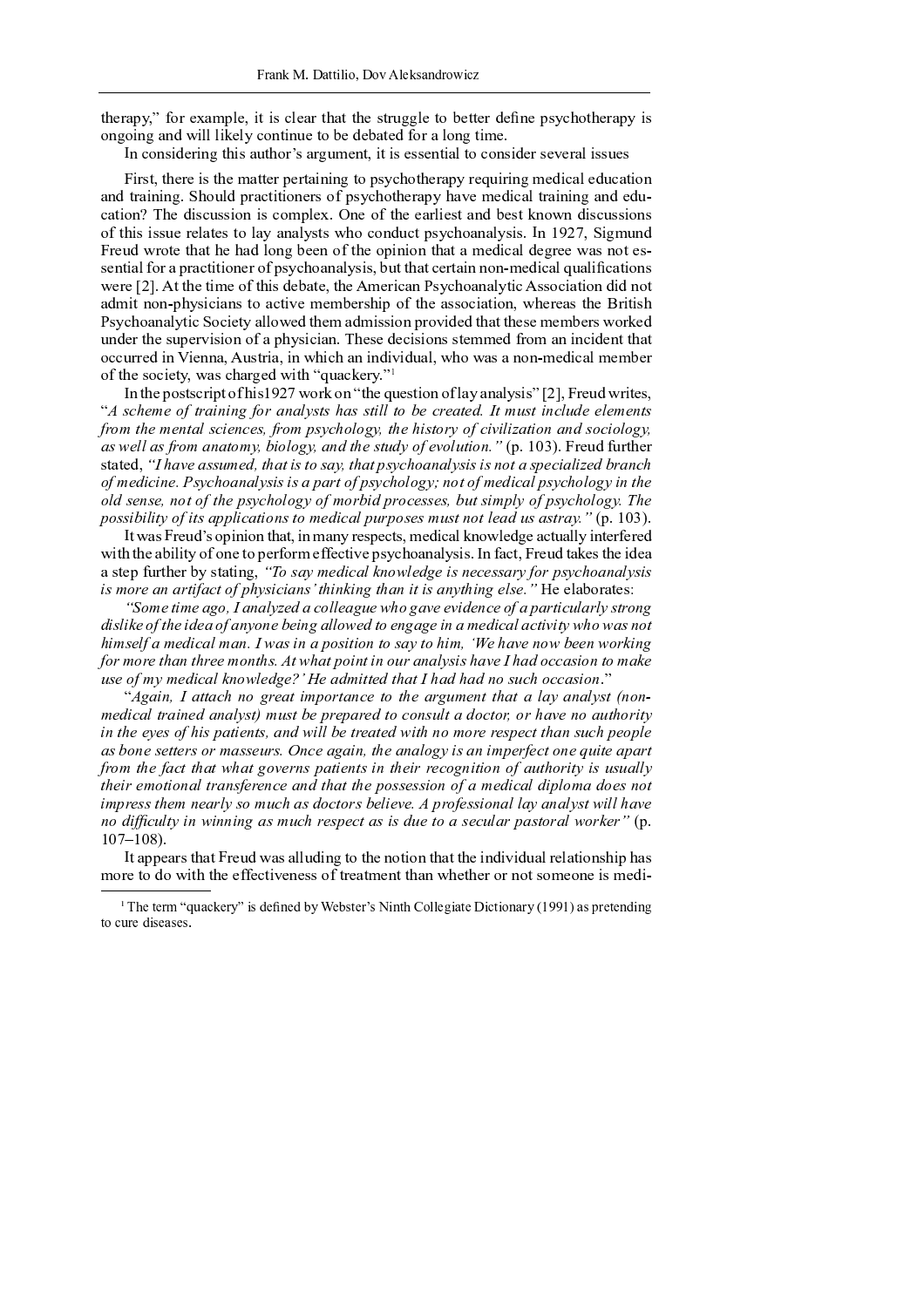therapy," for example, it is clear that the struggle to better define psychotherapy is ongoing and will likely continue to be debated for a long time.

In considering this author's argument, it is essential to consider several issues

First, there is the matter pertaining to psychotherapy requiring medical education and training. Should practitioners of psychotherapy have medical training and education? The discussion is complex. One of the earliest and best known discussions of this issue relates to lay analysts who conduct psychoanalysis. In 1927, Sigmund Freud wrote that he had long been of the opinion that a medical degree was not essential for a practitioner of psychoanalysis, but that certain non-medical qualifications were [2]. At the time of this debate, the American Psychoanalytic Association did not admit non-physicians to active membership of the association, whereas the British Psychoanalytic Society allowed them admission provided that these members worked under the supervision of a physician. These decisions stemmed from an incident that occurred in Vienna, Austria, in which an individual, who was a non-medical member of the society, was charged with "quackery."[1]

In the postscript of his1927 work on "the question of lay analysis" [2], Freud writes, "*A scheme of training for analysts has still to be created. It must include elements from the mental sciences, from psychology, the history of civilization and sociology, as well as from anatomy, biology, and the study of evolution."* (p. 103). Freud further stated, *"I have assumed, that is to say, that psychoanalysis is not a specialized branch of medicine. Psychoanalysis is a part of psychology; not of medical psychology in the old sense, not of the psychology of morbid processes, but simply of psychology. The possibility of its applications to medical purposes must not lead us astray."* (p. 103).

It was Freud's opinion that, in many respects, medical knowledge actually interfered with the ability of one to perform effective psychoanalysis. In fact, Freud takes the idea a step further by stating, *"To say medical knowledge is necessary for psychoanalysis is more an artifact of physicians' thinking than it is anything else."* He elaborates:

*"Some time ago, I analyzed a colleague who gave evidence of a particularly strong dislike of the idea of anyone being allowed to engage in a medical activity who was not himself a medical man. I was in a position to say to him, 'We have now been working for more than three months. At what point in our analysis have I had occasion to make use of my medical knowledge?' He admitted that I had had no such occasion*."

"*Again, I attach no great importance to the argument that a lay analyst (non-medical trained analyst) must be prepared to consult a doctor, or have no authority in the eyes of his patients, and will be treated with no more respect than such people as bone setters or masseurs. Once again, the analogy is an imperfect one quite apart from the fact that what governs patients in their recognition of authority is usually their emotional transference and that the possession of a medical diploma does not impress them nearly so much as doctors believe. A professional lay analyst will have no difficulty in winning as much respect as is due to a secular pastoral worker"* (p. 107–108).

It appears that Freud was alluding to the notion that the individual relationship has more to do with the effectiveness of treatment than whether or not someone is medi-

[1] The term "quackery" is defined by Webster's Ninth Collegiate Dictionary (1991) as pretending to cure diseases.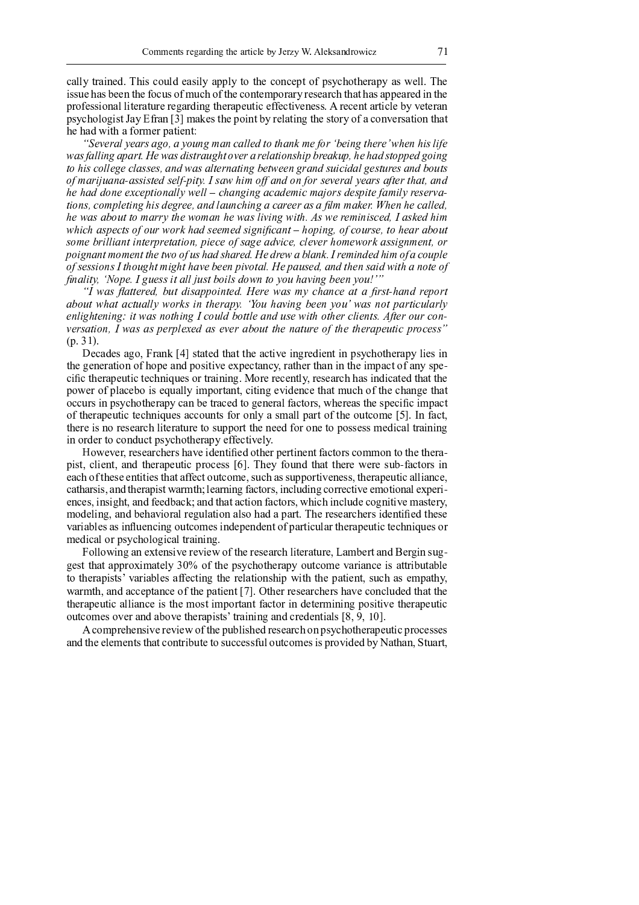cally trained. This could easily apply to the concept of psychotherapy as well. The issue has been the focus of much of the contemporary research that has appeared in the professional literature regarding therapeutic effectiveness. A recent article by veteran psychologist Jay Efran [3] makes the point by relating the story of a conversation that he had with a former patient:

*"Several years ago, a young man called to thank me for 'being there' when his life was falling apart. He was distraught over a relationship breakup, he had stopped going to his college classes, and was alternating between grand suicidal gestures and bouts of marijuana-assisted self-pity. I saw him off and on for several years after that, and he had done exceptionally well – changing academic majors despite family reservations, completing his degree, and launching a career as a film maker. When he called, he was about to marry the woman he was living with. As we reminisced, I asked him which aspects of our work had seemed significant – hoping, of course, to hear about some brilliant interpretation, piece of sage advice, clever homework assignment, or poignant moment the two of us had shared. He drew a blank. I reminded him of a couple of sessions I thought might have been pivotal. He paused, and then said with a note of finality, 'Nope. I guess it all just boils down to you having been you!'"*

*"I was flattered, but disappointed. Here was my chance at a first-hand report about what actually works in therapy. 'You having been you' was not particularly enlightening: it was nothing I could bottle and use with other clients. After our conversation, I was as perplexed as ever about the nature of the therapeutic process"* (p. 31).

Decades ago, Frank [4] stated that the active ingredient in psychotherapy lies in the generation of hope and positive expectancy, rather than in the impact of any specific therapeutic techniques or training. More recently, research has indicated that the power of placebo is equally important, citing evidence that much of the change that occurs in psychotherapy can be traced to general factors, whereas the specific impact of therapeutic techniques accounts for only a small part of the outcome [5]. In fact, there is no research literature to support the need for one to possess medical training in order to conduct psychotherapy effectively.

However, researchers have identified other pertinent factors common to the therapist, client, and therapeutic process [6]. They found that there were sub-factors in each of these entities that affect outcome, such as supportiveness, therapeutic alliance, catharsis, and therapist warmth; learning factors, including corrective emotional experiences, insight, and feedback; and that action factors, which include cognitive mastery, modeling, and behavioral regulation also had a part. The researchers identified these variables as influencing outcomes independent of particular therapeutic techniques or medical or psychological training.

Following an extensive review of the research literature, Lambert and Bergin suggest that approximately 30% of the psychotherapy outcome variance is attributable to therapists' variables affecting the relationship with the patient, such as empathy, warmth, and acceptance of the patient [7]. Other researchers have concluded that the therapeutic alliance is the most important factor in determining positive therapeutic outcomes over and above therapists' training and credentials [8, 9, 10].

A comprehensive review of the published research on psychotherapeutic processes and the elements that contribute to successful outcomes is provided by Nathan, Stuart,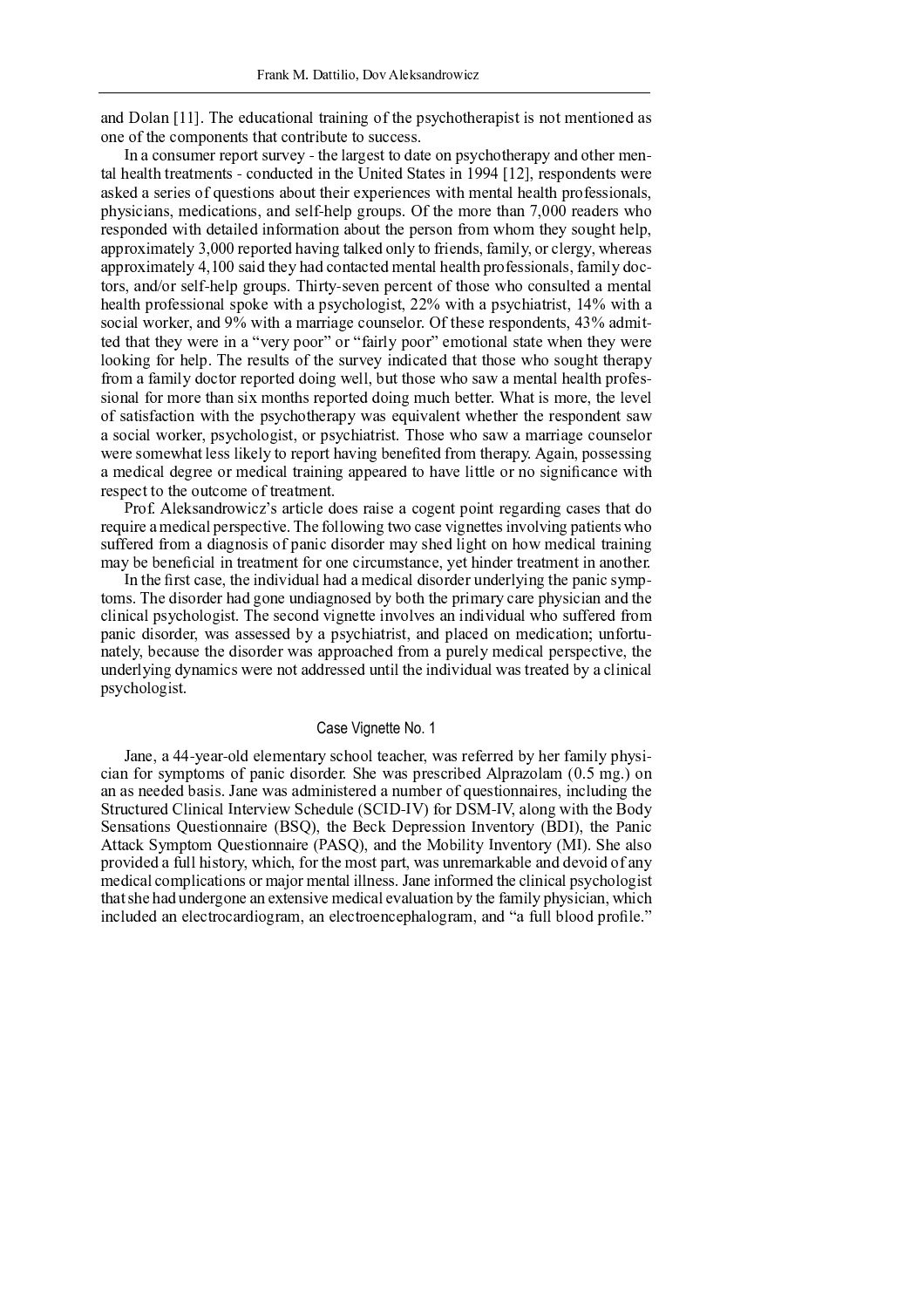and Dolan [11]. The educational training of the psychotherapist is not mentioned as one of the components that contribute to success.

In a consumer report survey - the largest to date on psychotherapy and other mental health treatments - conducted in the United States in 1994 [12], respondents were asked a series of questions about their experiences with mental health professionals, physicians, medications, and self-help groups. Of the more than 7,000 readers who responded with detailed information about the person from whom they sought help, approximately 3,000 reported having talked only to friends, family, or clergy, whereas approximately 4,100 said they had contacted mental health professionals, family doctors, and/or self-help groups. Thirty-seven percent of those who consulted a mental health professional spoke with a psychologist, 22% with a psychiatrist, 14% with a social worker, and 9% with a marriage counselor. Of these respondents, 43% admitted that they were in a "very poor" or "fairly poor" emotional state when they were looking for help. The results of the survey indicated that those who sought therapy from a family doctor reported doing well, but those who saw a mental health professional for more than six months reported doing much better. What is more, the level of satisfaction with the psychotherapy was equivalent whether the respondent saw a social worker, psychologist, or psychiatrist. Those who saw a marriage counselor were somewhat less likely to report having benefited from therapy. Again, possessing a medical degree or medical training appeared to have little or no significance with respect to the outcome of treatment.

Prof. Aleksandrowicz's article does raise a cogent point regarding cases that do require a medical perspective. The following two case vignettes involving patients who suffered from a diagnosis of panic disorder may shed light on how medical training may be beneficial in treatment for one circumstance, yet hinder treatment in another.

In the first case, the individual had a medical disorder underlying the panic symptoms. The disorder had gone undiagnosed by both the primary care physician and the clinical psychologist. The second vignette involves an individual who suffered from panic disorder, was assessed by a psychiatrist, and placed on medication; unfortunately, because the disorder was approached from a purely medical perspective, the underlying dynamics were not addressed until the individual was treated by a clinical psychologist.

### Case Vignette No. 1

Jane, a 44-year-old elementary school teacher, was referred by her family physician for symptoms of panic disorder. She was prescribed Alprazolam (0.5 mg.) on an as needed basis. Jane was administered a number of questionnaires, including the Structured Clinical Interview Schedule (SCID-IV) for DSM-IV, along with the Body Sensations Questionnaire (BSQ), the Beck Depression Inventory (BDI), the Panic Attack Symptom Questionnaire (PASQ), and the Mobility Inventory (MI). She also provided a full history, which, for the most part, was unremarkable and devoid of any medical complications or major mental illness. Jane informed the clinical psychologist that she had undergone an extensive medical evaluation by the family physician, which included an electrocardiogram, an electroencephalogram, and "a full blood profile."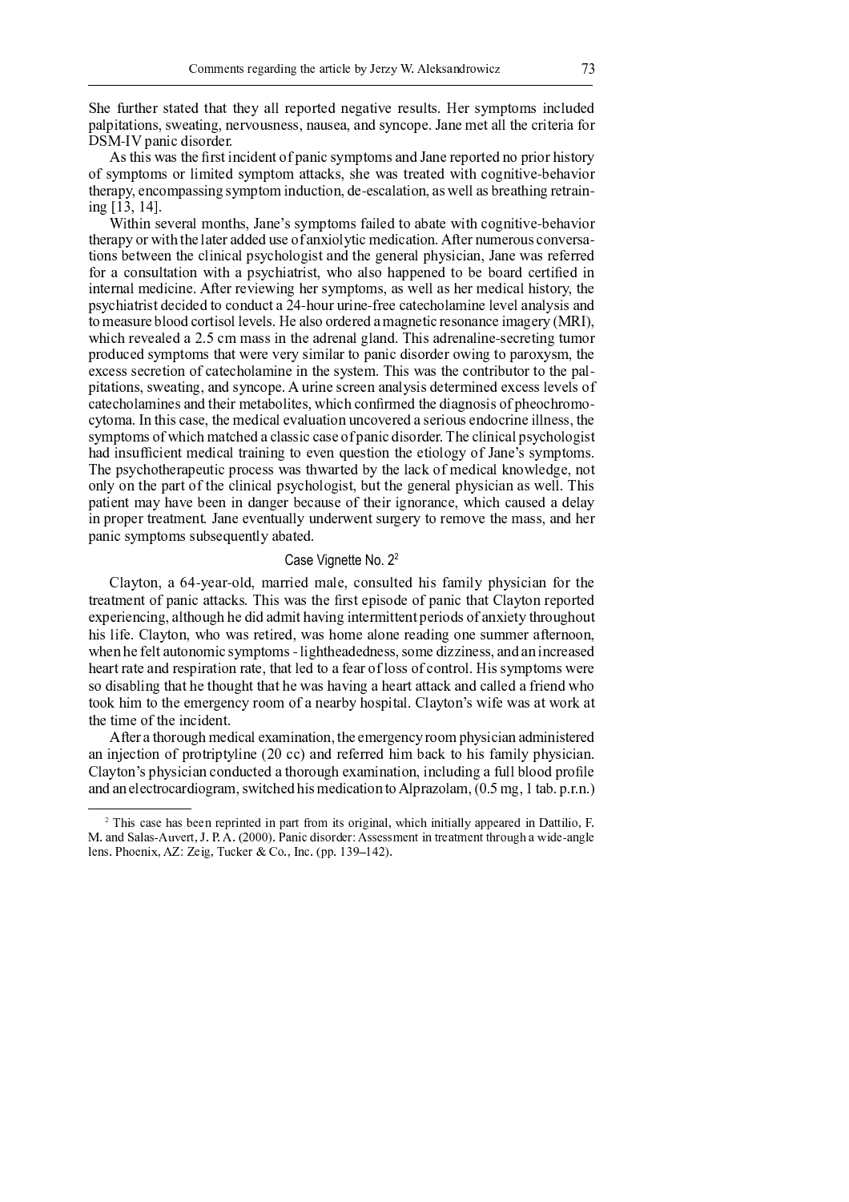She further stated that they all reported negative results. Her symptoms included palpitations, sweating, nervousness, nausea, and syncope. Jane met all the criteria for DSM-IV panic disorder.

As this was the first incident of panic symptoms and Jane reported no prior history of symptoms or limited symptom attacks, she was treated with cognitive-behavior therapy, encompassing symptom induction, de-escalation, as well as breathing retraining [13, 14].

Within several months, Jane's symptoms failed to abate with cognitive-behavior therapy or with the later added use of anxiolytic medication. After numerous conversations between the clinical psychologist and the general physician, Jane was referred for a consultation with a psychiatrist, who also happened to be board certified in internal medicine. After reviewing her symptoms, as well as her medical history, the psychiatrist decided to conduct a 24-hour urine-free catecholamine level analysis and to measure blood cortisol levels. He also ordered a magnetic resonance imagery (MRI), which revealed a 2.5 cm mass in the adrenal gland. This adrenaline-secreting tumor produced symptoms that were very similar to panic disorder owing to paroxysm, the excess secretion of catecholamine in the system. This was the contributor to the palpitations, sweating, and syncope. A urine screen analysis determined excess levels of catecholamines and their metabolites, which confirmed the diagnosis of pheochromocytoma. In this case, the medical evaluation uncovered a serious endocrine illness, the symptoms of which matched a classic case of panic disorder. The clinical psychologist had insufficient medical training to even question the etiology of Jane's symptoms. The psychotherapeutic process was thwarted by the lack of medical knowledge, not only on the part of the clinical psychologist, but the general physician as well. This patient may have been in danger because of their ignorance, which caused a delay in proper treatment. Jane eventually underwent surgery to remove the mass, and her panic symptoms subsequently abated.

### Case Vignette No. 2[2]

Clayton, a 64-year-old, married male, consulted his family physician for the treatment of panic attacks. This was the first episode of panic that Clayton reported experiencing, although he did admit having intermittent periods of anxiety throughout his life. Clayton, who was retired, was home alone reading one summer afternoon, when he felt autonomic symptoms - lightheadedness, some dizziness, and an increased heart rate and respiration rate, that led to a fear of loss of control. His symptoms were so disabling that he thought that he was having a heart attack and called a friend who took him to the emergency room of a nearby hospital. Clayton's wife was at work at the time of the incident.

After a thorough medical examination, the emergency room physician administered an injection of protriptyline (20 cc) and referred him back to his family physician. Clayton's physician conducted a thorough examination, including a full blood profile and an electrocardiogram, switched his medication to Alprazolam, (0.5 mg, 1 tab. p.r.n.)

---

[2] This case has been reprinted in part from its original, which initially appeared in Dattilio, F. M. and Salas-Auvert, J. P. A. (2000). Panic disorder: Assessment in treatment through a wide-angle lens. Phoenix, AZ: Zeig, Tucker & Co., Inc. (pp. 139–142).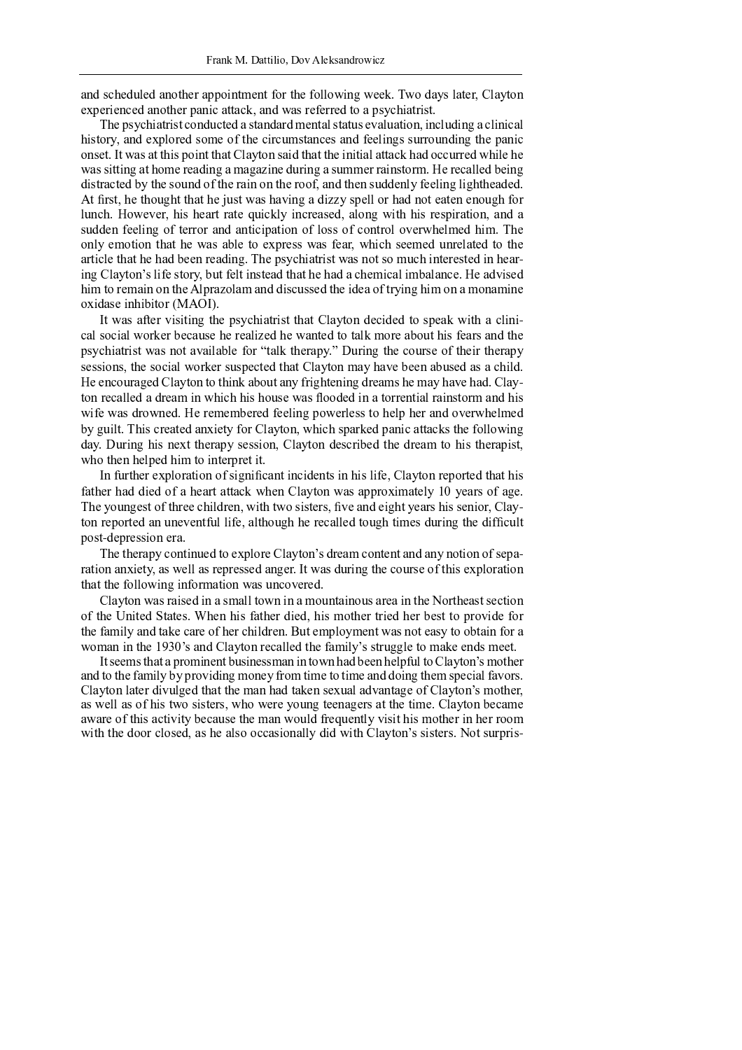and scheduled another appointment for the following week. Two days later, Clayton experienced another panic attack, and was referred to a psychiatrist.

The psychiatrist conducted a standard mental status evaluation, including a clinical history, and explored some of the circumstances and feelings surrounding the panic onset. It was at this point that Clayton said that the initial attack had occurred while he was sitting at home reading a magazine during a summer rainstorm. He recalled being distracted by the sound of the rain on the roof, and then suddenly feeling lightheaded. At first, he thought that he just was having a dizzy spell or had not eaten enough for lunch. However, his heart rate quickly increased, along with his respiration, and a sudden feeling of terror and anticipation of loss of control overwhelmed him. The only emotion that he was able to express was fear, which seemed unrelated to the article that he had been reading. The psychiatrist was not so much interested in hearing Clayton's life story, but felt instead that he had a chemical imbalance. He advised him to remain on the Alprazolam and discussed the idea of trying him on a monamine oxidase inhibitor (MAOI).

It was after visiting the psychiatrist that Clayton decided to speak with a clinical social worker because he realized he wanted to talk more about his fears and the psychiatrist was not available for "talk therapy." During the course of their therapy sessions, the social worker suspected that Clayton may have been abused as a child. He encouraged Clayton to think about any frightening dreams he may have had. Clayton recalled a dream in which his house was flooded in a torrential rainstorm and his wife was drowned. He remembered feeling powerless to help her and overwhelmed by guilt. This created anxiety for Clayton, which sparked panic attacks the following day. During his next therapy session, Clayton described the dream to his therapist, who then helped him to interpret it.

In further exploration of significant incidents in his life, Clayton reported that his father had died of a heart attack when Clayton was approximately 10 years of age. The youngest of three children, with two sisters, five and eight years his senior, Clayton reported an uneventful life, although he recalled tough times during the difficult post-depression era.

The therapy continued to explore Clayton's dream content and any notion of separation anxiety, as well as repressed anger. It was during the course of this exploration that the following information was uncovered.

Clayton was raised in a small town in a mountainous area in the Northeast section of the United States. When his father died, his mother tried her best to provide for the family and take care of her children. But employment was not easy to obtain for a woman in the 1930's and Clayton recalled the family's struggle to make ends meet.

It seems that a prominent businessman in town had been helpful to Clayton's mother and to the family by providing money from time to time and doing them special favors. Clayton later divulged that the man had taken sexual advantage of Clayton's mother, as well as of his two sisters, who were young teenagers at the time. Clayton became aware of this activity because the man would frequently visit his mother in her room with the door closed, as he also occasionally did with Clayton's sisters. Not surpris-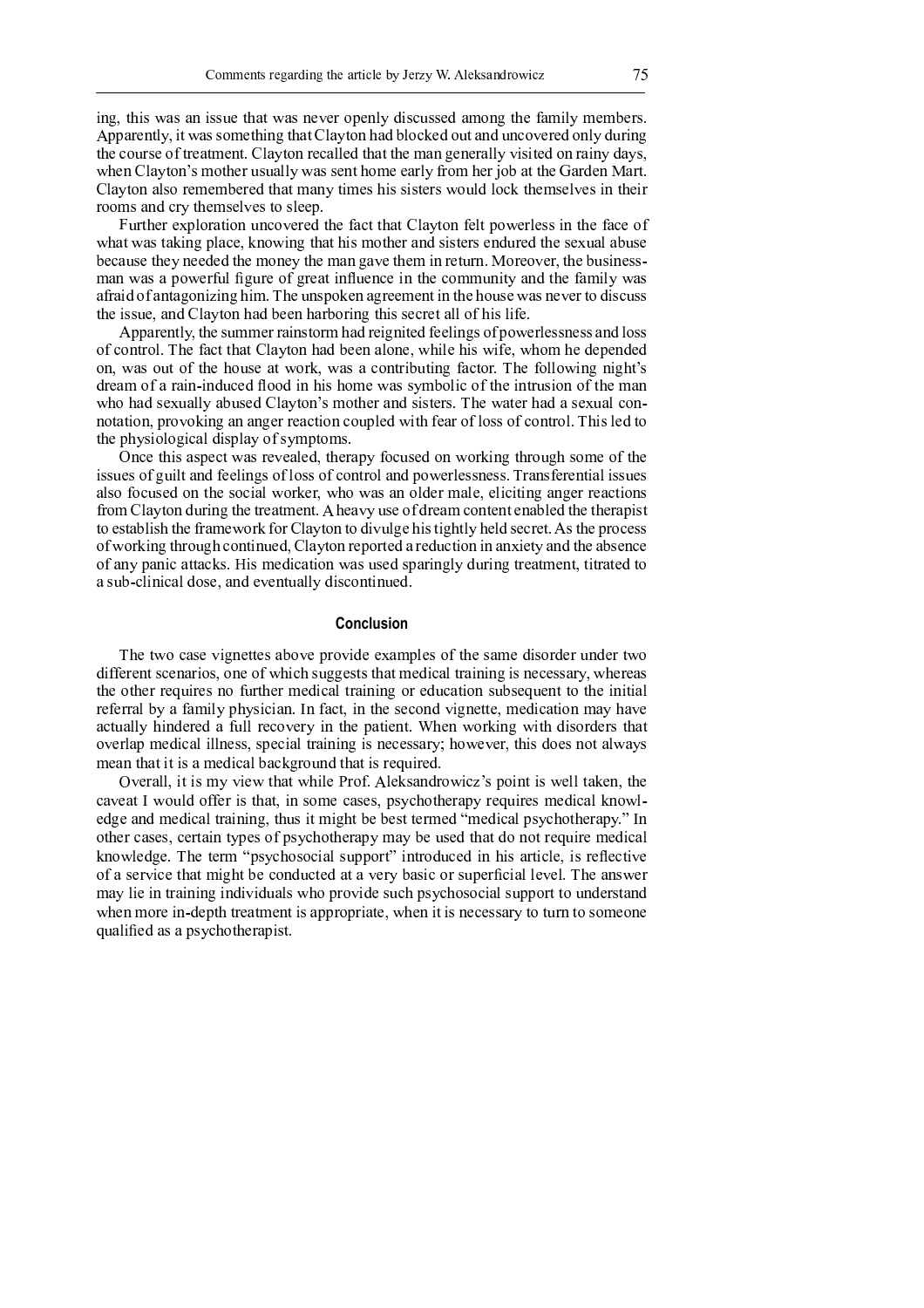ing, this was an issue that was never openly discussed among the family members. Apparently, it was something that Clayton had blocked out and uncovered only during the course of treatment. Clayton recalled that the man generally visited on rainy days, when Clayton's mother usually was sent home early from her job at the Garden Mart. Clayton also remembered that many times his sisters would lock themselves in their rooms and cry themselves to sleep.

Further exploration uncovered the fact that Clayton felt powerless in the face of what was taking place, knowing that his mother and sisters endured the sexual abuse because they needed the money the man gave them in return. Moreover, the businessman was a powerful figure of great influence in the community and the family was afraid of antagonizing him. The unspoken agreement in the house was never to discuss the issue, and Clayton had been harboring this secret all of his life.

Apparently, the summer rainstorm had reignited feelings of powerlessness and loss of control. The fact that Clayton had been alone, while his wife, whom he depended on, was out of the house at work, was a contributing factor. The following night's dream of a rain-induced flood in his home was symbolic of the intrusion of the man who had sexually abused Clayton's mother and sisters. The water had a sexual connotation, provoking an anger reaction coupled with fear of loss of control. This led to the physiological display of symptoms.

Once this aspect was revealed, therapy focused on working through some of the issues of guilt and feelings of loss of control and powerlessness. Transferential issues also focused on the social worker, who was an older male, eliciting anger reactions from Clayton during the treatment. A heavy use of dream content enabled the therapist to establish the framework for Clayton to divulge his tightly held secret. As the process of working through continued, Clayton reported a reduction in anxiety and the absence of any panic attacks. His medication was used sparingly during treatment, titrated to a sub-clinical dose, and eventually discontinued.

## Conclusion

The two case vignettes above provide examples of the same disorder under two different scenarios, one of which suggests that medical training is necessary, whereas the other requires no further medical training or education subsequent to the initial referral by a family physician. In fact, in the second vignette, medication may have actually hindered a full recovery in the patient. When working with disorders that overlap medical illness, special training is necessary; however, this does not always mean that it is a medical background that is required.

Overall, it is my view that while Prof. Aleksandrowicz's point is well taken, the caveat I would offer is that, in some cases, psychotherapy requires medical knowledge and medical training, thus it might be best termed "medical psychotherapy." In other cases, certain types of psychotherapy may be used that do not require medical knowledge. The term "psychosocial support" introduced in his article, is reflective of a service that might be conducted at a very basic or superficial level. The answer may lie in training individuals who provide such psychosocial support to understand when more in-depth treatment is appropriate, when it is necessary to turn to someone qualified as a psychotherapist.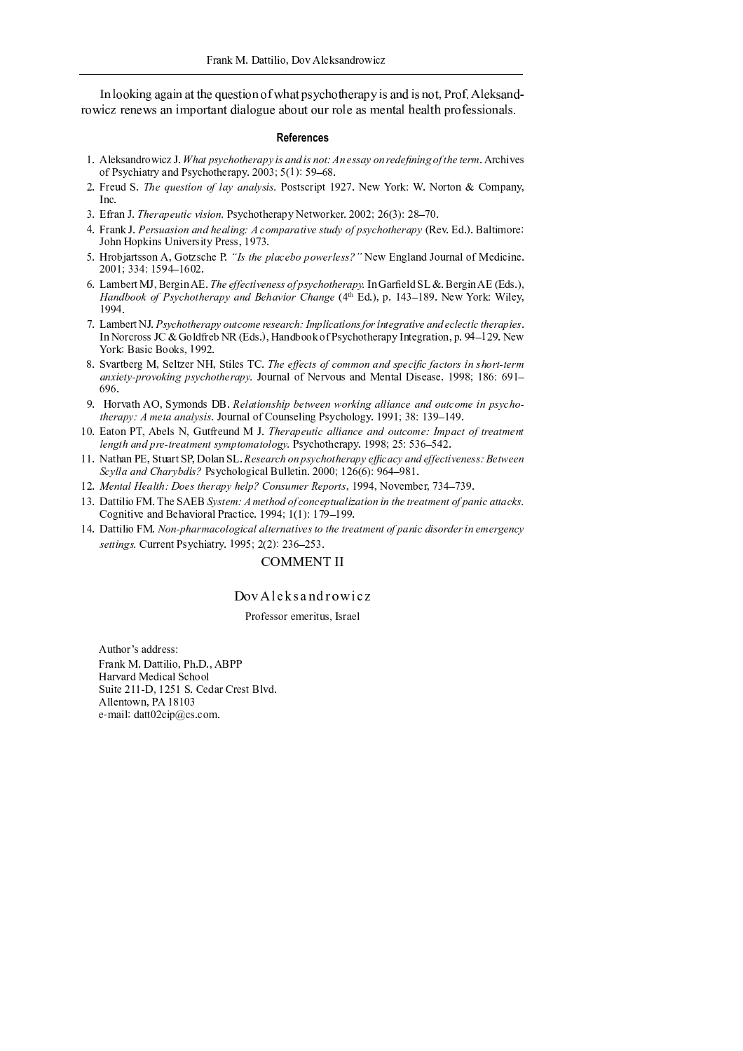In looking again at the question of what psychotherapy is and is not, Prof. Aleksandrowicz renews an important dialogue about our role as mental health professionals.

### References

1. Aleksandrowicz J. *What psychotherapy is and is not: An essay on redefining of the term*. Archives of Psychiatry and Psychotherapy. 2003; 5(1): 59–68.
2. Freud S. *The question of lay analysis.* Postscript 1927. New York: W. Norton & Company, Inc.
3. Efran J. *Therapeutic vision.* Psychotherapy Networker. 2002; 26(3): 28–70.
4. Frank J. *Persuasion and healing: A comparative study of psychotherapy* (Rev. Ed.). Baltimore: John Hopkins University Press, 1973.
5. Hrobjartsson A, Gotzsche P. *"Is the placebo powerless?"* New England Journal of Medicine. 2001; 334: 1594–1602.
6. Lambert MJ, Bergin AE. *The effectiveness of psychotherapy.* In Garfield SL &. Bergin AE (Eds.), *Handbook of Psychotherapy and Behavior Change* (4th Ed.), p. 143–189. New York: Wiley, 1994.
7. Lambert NJ. *Psychotherapy outcome research: Implications for integrative and eclectic therapies*. In Norcross JC & Goldfreb NR (Eds.), Handbook of Psychotherapy Integration, p. 94–129. New York: Basic Books, 1992.
8. Svartberg M, Seltzer NH, Stiles TC. *The effects of common and specific factors in short-term anxiety-provoking psychotherapy.* Journal of Nervous and Mental Disease. 1998; 186: 691–696.
9. Horvath AO, Symonds DB. *Relationship between working alliance and outcome in psychotherapy: A meta analysis*. Journal of Counseling Psychology. 1991; 38: 139–149.
10. Eaton PT, Abels N, Gutfreund M J. *Therapeutic alliance and outcome: Impact of treatment length and pre-treatment symptomatology.* Psychotherapy. 1998; 25: 536–542.
11. Nathan PE, Stuart SP, Dolan SL. *Research on psychotherapy efficacy and effectiveness: Between Scylla and Charybdis?* Psychological Bulletin. 2000; 126(6): 964–981.
12. *Mental Health: Does therapy help? Consumer Reports*, 1994, November, 734–739.
13. Dattilio FM. The SAEB *System: A method of conceptualization in the treatment of panic attacks.* Cognitive and Behavioral Practice. 1994; 1(1): 179–199.
14. Dattilio FM. *Non-pharmacological alternatives to the treatment of panic disorder in emergency settings.* Current Psychiatry. 1995; 2(2): 236–253.

## COMMENT II

Dov Aleksandrowicz

Professor emeritus, Israel

Author's address:
Frank M. Dattilio, Ph.D., ABPP
Harvard Medical School
Suite 211-D, 1251 S. Cedar Crest Blvd.
Allentown, PA 18103
e-mail: datt02cip@cs.com.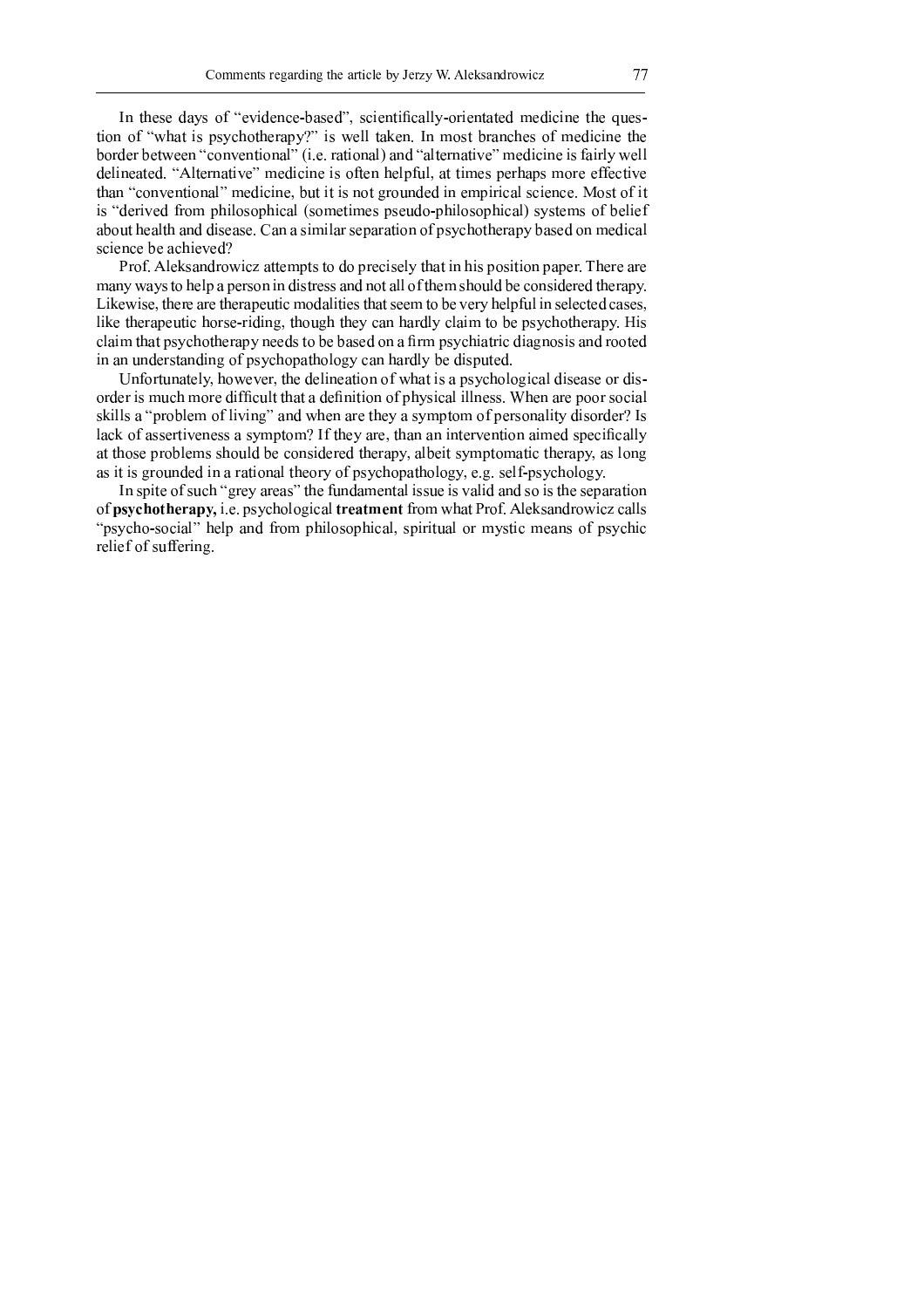In these days of "evidence-based", scientifically-orientated medicine the question of "what is psychotherapy?" is well taken. In most branches of medicine the border between "conventional" (i.e. rational) and "alternative" medicine is fairly well delineated. "Alternative" medicine is often helpful, at times perhaps more effective than "conventional" medicine, but it is not grounded in empirical science. Most of it is "derived from philosophical (sometimes pseudo-philosophical) systems of belief about health and disease. Can a similar separation of psychotherapy based on medical science be achieved?

Prof. Aleksandrowicz attempts to do precisely that in his position paper. There are many ways to help a person in distress and not all of them should be considered therapy. Likewise, there are therapeutic modalities that seem to be very helpful in selected cases, like therapeutic horse-riding, though they can hardly claim to be psychotherapy. His claim that psychotherapy needs to be based on a firm psychiatric diagnosis and rooted in an understanding of psychopathology can hardly be disputed.

Unfortunately, however, the delineation of what is a psychological disease or disorder is much more difficult that a definition of physical illness. When are poor social skills a "problem of living" and when are they a symptom of personality disorder? Is lack of assertiveness a symptom? If they are, than an intervention aimed specifically at those problems should be considered therapy, albeit symptomatic therapy, as long as it is grounded in a rational theory of psychopathology, e.g. self-psychology.

In spite of such "grey areas" the fundamental issue is valid and so is the separation of **psychotherapy,** i.e. psychological **treatment** from what Prof. Aleksandrowicz calls "psycho-social" help and from philosophical, spiritual or mystic means of psychic relief of suffering.